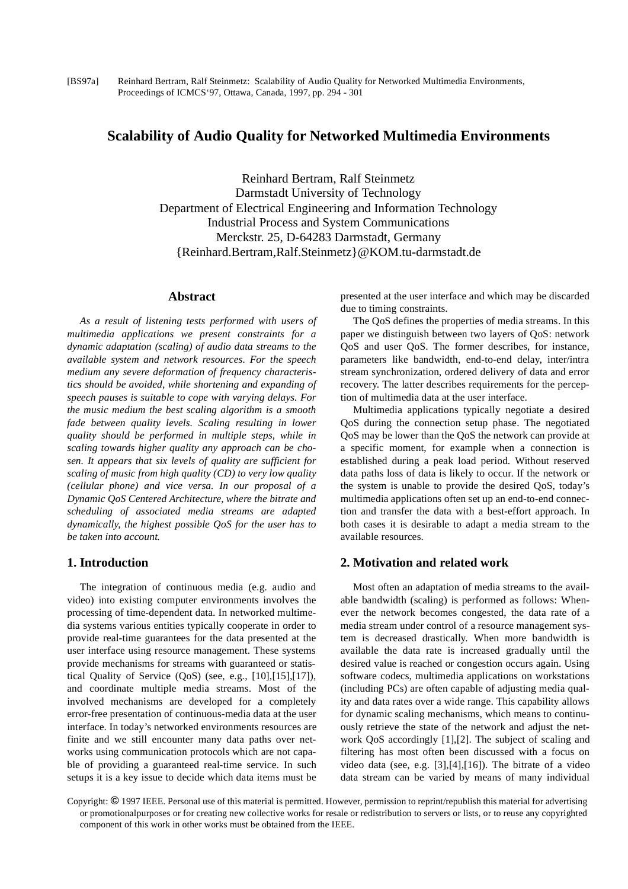[BS97a] Reinhard Bertram, Ralf Steinmetz: Scalability of Audio Quality for Networked Multimedia Environments, Proceedings of ICMCS'97, Ottawa, Canada, 1997, pp. 294 - 301

# Scalability of Audio Quality for Networked Multimedia Environments

Reinhard Bertram, Ralf Steinmetz
Darmstadt University of Technology
Department of Electrical Engineering and Information Technology
Industrial Process and System Communications
Merckstr. 25, D-64283 Darmstadt, Germany
{Reinhard.Bertram,Ralf.Steinmetz}@KOM.tu-darmstadt.de

## Abstract

*As a result of listening tests performed with users of multimedia applications we present constraints for a dynamic adaptation (scaling) of audio data streams to the available system and network resources. For the speech medium any severe deformation of frequency characteristics should be avoided, while shortening and expanding of speech pauses is suitable to cope with varying delays. For the music medium the best scaling algorithm is a smooth fade between quality levels. Scaling resulting in lower quality should be performed in multiple steps, while in scaling towards higher quality any approach can be chosen. It appears that six levels of quality are sufficient for scaling of music from high quality (CD) to very low quality (cellular phone) and vice versa. In our proposal of a Dynamic QoS Centered Architecture, where the bitrate and scheduling of associated media streams are adapted dynamically, the highest possible QoS for the user has to be taken into account.*

## 1. Introduction

The integration of continuous media (e.g. audio and video) into existing computer environments involves the processing of time-dependent data. In networked multimedia systems various entities typically cooperate in order to provide real-time guarantees for the data presented at the user interface using resource management. These systems provide mechanisms for streams with guaranteed or statistical Quality of Service (QoS) (see, e.g., [10],[15],[17]), and coordinate multiple media streams. Most of the involved mechanisms are developed for a completely error-free presentation of continuous-media data at the user interface. In today's networked environments resources are finite and we still encounter many data paths over networks using communication protocols which are not capable of providing a guaranteed real-time service. In such setups it is a key issue to decide which data items must be presented at the user interface and which may be discarded due to timing constraints.

The QoS defines the properties of media streams. In this paper we distinguish between two layers of QoS: network QoS and user QoS. The former describes, for instance, parameters like bandwidth, end-to-end delay, inter/intra stream synchronization, ordered delivery of data and error recovery. The latter describes requirements for the perception of multimedia data at the user interface.

Multimedia applications typically negotiate a desired QoS during the connection setup phase. The negotiated QoS may be lower than the QoS the network can provide at a specific moment, for example when a connection is established during a peak load period. Without reserved data paths loss of data is likely to occur. If the network or the system is unable to provide the desired QoS, today's multimedia applications often set up an end-to-end connection and transfer the data with a best-effort approach. In both cases it is desirable to adapt a media stream to the available resources.

## 2. Motivation and related work

Most often an adaptation of media streams to the available bandwidth (scaling) is performed as follows: Whenever the network becomes congested, the data rate of a media stream under control of a resource management system is decreased drastically. When more bandwidth is available the data rate is increased gradually until the desired value is reached or congestion occurs again. Using software codecs, multimedia applications on workstations (including PCs) are often capable of adjusting media quality and data rates over a wide range. This capability allows for dynamic scaling mechanisms, which means to continuously retrieve the state of the network and adjust the network QoS accordingly [1],[2]. The subject of scaling and filtering has most often been discussed with a focus on video data (see, e.g. [3],[4],[16]). The bitrate of a video data stream can be varied by means of many individual

Copyright: © 1997 IEEE. Personal use of this material is permitted. However, permission to reprint/republish this material for advertising or promotionalpurposes or for creating new collective works for resale or redistribution to servers or lists, or to reuse any copyrighted component of this work in other works must be obtained from the IEEE.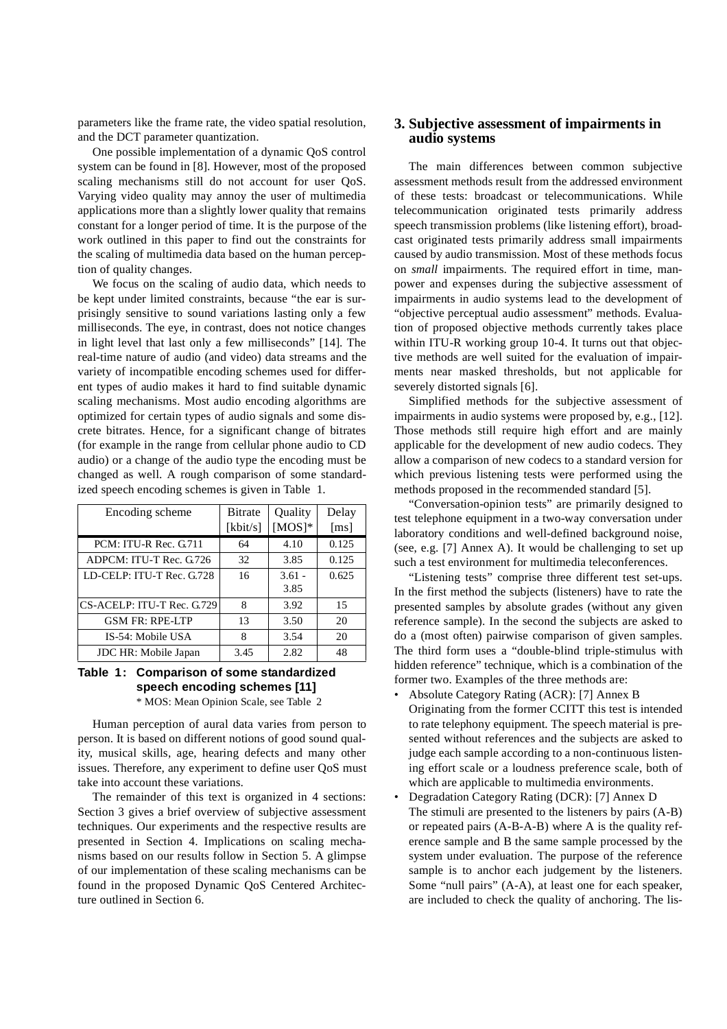parameters like the frame rate, the video spatial resolution, and the DCT parameter quantization.

One possible implementation of a dynamic QoS control system can be found in [8]. However, most of the proposed scaling mechanisms still do not account for user QoS. Varying video quality may annoy the user of multimedia applications more than a slightly lower quality that remains constant for a longer period of time. It is the purpose of the work outlined in this paper to find out the constraints for the scaling of multimedia data based on the human perception of quality changes.

We focus on the scaling of audio data, which needs to be kept under limited constraints, because "the ear is surprisingly sensitive to sound variations lasting only a few milliseconds. The eye, in contrast, does not notice changes in light level that last only a few milliseconds" [14]. The real-time nature of audio (and video) data streams and the variety of incompatible encoding schemes used for different types of audio makes it hard to find suitable dynamic scaling mechanisms. Most audio encoding algorithms are optimized for certain types of audio signals and some discrete bitrates. Hence, for a significant change of bitrates (for example in the range from cellular phone audio to CD audio) or a change of the audio type the encoding must be changed as well. A rough comparison of some standardized speech encoding schemes is given in Table 1.

| Encoding scheme | Bitrate [kbit/s] | Quality [MOS]* | Delay [ms] |
|---|---|---|---|
| PCM: ITU-R Rec. G.711 | 64 | 4.10 | 0.125 |
| ADPCM: ITU-T Rec. G.726 | 32 | 3.85 | 0.125 |
| LD-CELP: ITU-T Rec. G.728 | 16 | 3.61 - 3.85 | 0.625 |
| CS-ACELP: ITU-T Rec. G.729 | 8 | 3.92 | 15 |
| GSM FR: RPE-LTP | 13 | 3.50 | 20 |
| IS-54: Mobile USA | 8 | 3.54 | 20 |
| JDC HR: Mobile Japan | 3.45 | 2.82 | 48 |

**Table 1: Comparison of some standardized speech encoding schemes [11]**
\* MOS: Mean Opinion Scale, see Table 2

Human perception of aural data varies from person to person. It is based on different notions of good sound quality, musical skills, age, hearing defects and many other issues. Therefore, any experiment to define user QoS must take into account these variations.

The remainder of this text is organized in 4 sections: Section 3 gives a brief overview of subjective assessment techniques. Our experiments and the respective results are presented in Section 4. Implications on scaling mechanisms based on our results follow in Section 5. A glimpse of our implementation of these scaling mechanisms can be found in the proposed Dynamic QoS Centered Architecture outlined in Section 6.

## 3. Subjective assessment of impairments in audio systems

The main differences between common subjective assessment methods result from the addressed environment of these tests: broadcast or telecommunications. While telecommunication originated tests primarily address speech transmission problems (like listening effort), broadcast originated tests primarily address small impairments caused by audio transmission. Most of these methods focus on *small* impairments. The required effort in time, manpower and expenses during the subjective assessment of impairments in audio systems lead to the development of "objective perceptual audio assessment" methods. Evaluation of proposed objective methods currently takes place within ITU-R working group 10-4. It turns out that objective methods are well suited for the evaluation of impairments near masked thresholds, but not applicable for severely distorted signals [6].

Simplified methods for the subjective assessment of impairments in audio systems were proposed by, e.g., [12]. Those methods still require high effort and are mainly applicable for the development of new audio codecs. They allow a comparison of new codecs to a standard version for which previous listening tests were performed using the methods proposed in the recommended standard [5].

"Conversation-opinion tests" are primarily designed to test telephone equipment in a two-way conversation under laboratory conditions and well-defined background noise, (see, e.g. [7] Annex A). It would be challenging to set up such a test environment for multimedia teleconferences.

"Listening tests" comprise three different test set-ups. In the first method the subjects (listeners) have to rate the presented samples by absolute grades (without any given reference sample). In the second the subjects are asked to do a (most often) pairwise comparison of given samples. The third form uses a "double-blind triple-stimulus with hidden reference" technique, which is a combination of the former two. Examples of the three methods are:

- Absolute Category Rating (ACR): [7] Annex B
  Originating from the former CCITT this test is intended to rate telephony equipment. The speech material is presented without references and the subjects are asked to judge each sample according to a non-continuous listening effort scale or a loudness preference scale, both of which are applicable to multimedia environments.
- Degradation Category Rating (DCR): [7] Annex D
  The stimuli are presented to the listeners by pairs (A-B) or repeated pairs (A-B-A-B) where A is the quality reference sample and B the same sample processed by the system under evaluation. The purpose of the reference sample is to anchor each judgement by the listeners. Some "null pairs" (A-A), at least one for each speaker, are included to check the quality of anchoring. The lis-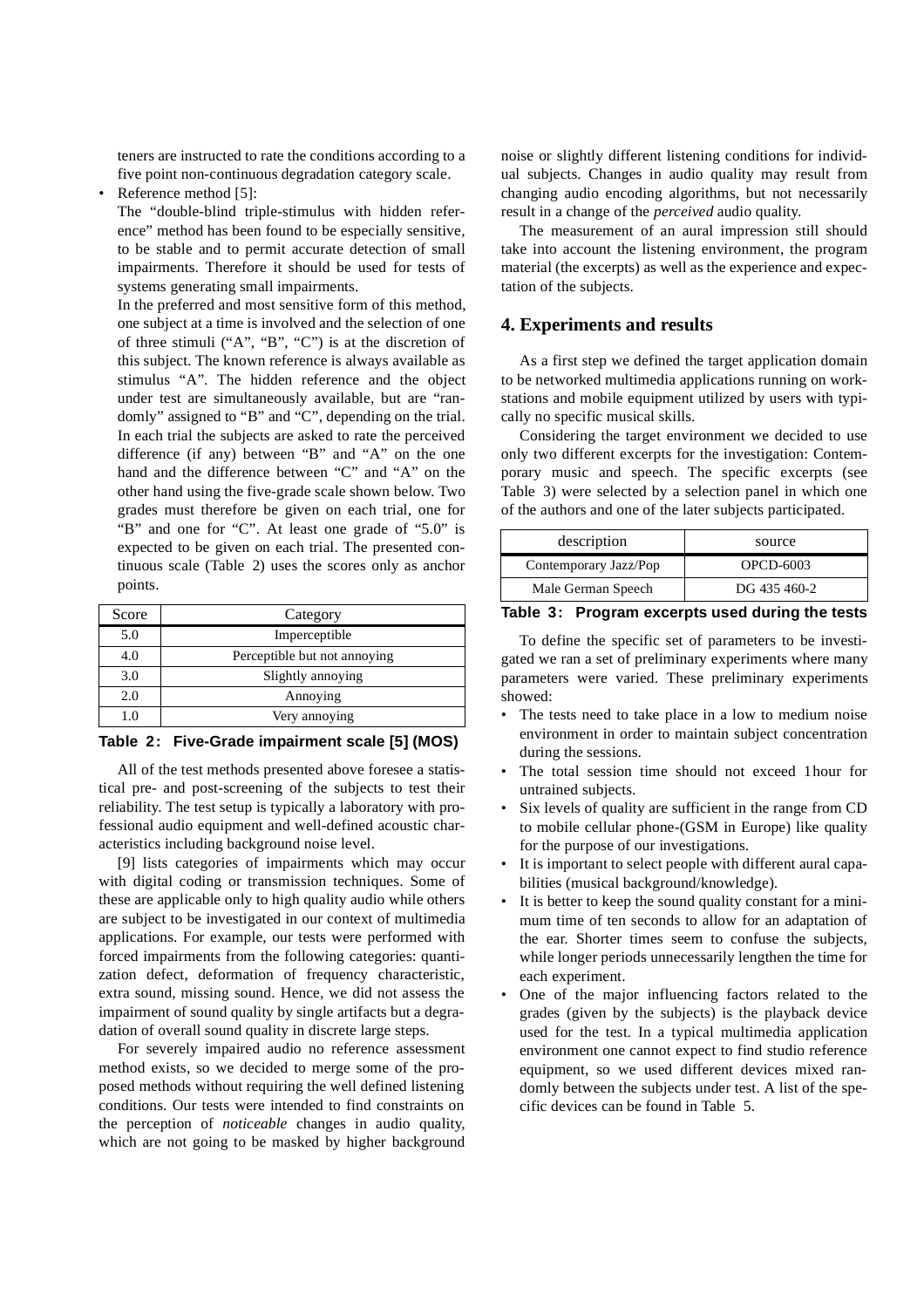teners are instructed to rate the conditions according to a five point non-continuous degradation category scale.

- Reference method [5]:

  The "double-blind triple-stimulus with hidden reference" method has been found to be especially sensitive, to be stable and to permit accurate detection of small impairments. Therefore it should be used for tests of systems generating small impairments.

  In the preferred and most sensitive form of this method, one subject at a time is involved and the selection of one of three stimuli ("A", "B", "C") is at the discretion of this subject. The known reference is always available as stimulus "A". The hidden reference and the object under test are simultaneously available, but are "randomly" assigned to "B" and "C", depending on the trial. In each trial the subjects are asked to rate the perceived difference (if any) between "B" and "A" on the one hand and the difference between "C" and "A" on the other hand using the five-grade scale shown below. Two grades must therefore be given on each trial, one for "B" and one for "C". At least one grade of "5.0" is expected to be given on each trial. The presented continuous scale (Table 2) uses the scores only as anchor points.

| Score | Category |
|---|---|
| 5.0 | Imperceptible |
| 4.0 | Perceptible but not annoying |
| 3.0 | Slightly annoying |
| 2.0 | Annoying |
| 1.0 | Very annoying |

**Table 2: Five-Grade impairment scale [5] (MOS)**

All of the test methods presented above foresee a statistical pre- and post-screening of the subjects to test their reliability. The test setup is typically a laboratory with professional audio equipment and well-defined acoustic characteristics including background noise level.

[9] lists categories of impairments which may occur with digital coding or transmission techniques. Some of these are applicable only to high quality audio while others are subject to be investigated in our context of multimedia applications. For example, our tests were performed with forced impairments from the following categories: quantization defect, deformation of frequency characteristic, extra sound, missing sound. Hence, we did not assess the impairment of sound quality by single artifacts but a degradation of overall sound quality in discrete large steps.

For severely impaired audio no reference assessment method exists, so we decided to merge some of the proposed methods without requiring the well defined listening conditions. Our tests were intended to find constraints on the perception of *noticeable* changes in audio quality, which are not going to be masked by higher background noise or slightly different listening conditions for individual subjects. Changes in audio quality may result from changing audio encoding algorithms, but not necessarily result in a change of the *perceived* audio quality.

The measurement of an aural impression still should take into account the listening environment, the program material (the excerpts) as well as the experience and expectation of the subjects.

## 4. Experiments and results

As a first step we defined the target application domain to be networked multimedia applications running on workstations and mobile equipment utilized by users with typically no specific musical skills.

Considering the target environment we decided to use only two different excerpts for the investigation: Contemporary music and speech. The specific excerpts (see Table 3) were selected by a selection panel in which one of the authors and one of the later subjects participated.

| description | source |
|---|---|
| Contemporary Jazz/Pop | OPCD-6003 |
| Male German Speech | DG 435 460-2 |

**Table 3: Program excerpts used during the tests**

To define the specific set of parameters to be investigated we ran a set of preliminary experiments where many parameters were varied. These preliminary experiments showed:

- The tests need to take place in a low to medium noise environment in order to maintain subject concentration during the sessions.
- The total session time should not exceed 1 hour for untrained subjects.
- Six levels of quality are sufficient in the range from CD to mobile cellular phone-(GSM in Europe) like quality for the purpose of our investigations.
- It is important to select people with different aural capabilities (musical background/knowledge).
- It is better to keep the sound quality constant for a minimum time of ten seconds to allow for an adaptation of the ear. Shorter times seem to confuse the subjects, while longer periods unnecessarily lengthen the time for each experiment.
- One of the major influencing factors related to the grades (given by the subjects) is the playback device used for the test. In a typical multimedia application environment one cannot expect to find studio reference equipment, so we used different devices mixed randomly between the subjects under test. A list of the specific devices can be found in Table 5.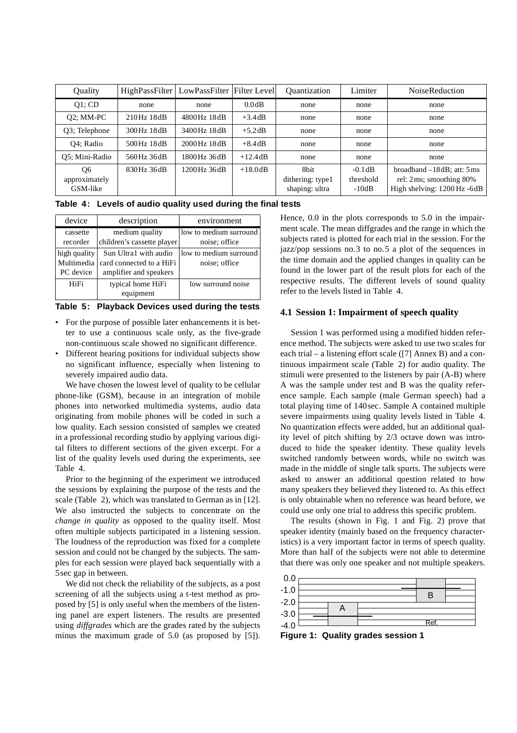| Quality | HighPassFilter | LowPassFilter | Filter Level | Quantization | Limiter | NoiseReduction |
|---|---|---|---|---|---|---|
| Q1; CD | none | none | 0.0dB | none | none | none |
| Q2; MM-PC | 210Hz 18dB | 4800Hz 18dB | +3.4dB | none | none | none |
| Q3; Telephone | 300Hz 18dB | 3400Hz 18dB | +5.2dB | none | none | none |
| Q4; Radio | 500Hz 18dB | 2000Hz 18dB | +8.4dB | none | none | none |
| Q5; Mini-Radio | 560Hz 36dB | 1800Hz 36dB | +12.4dB | none | none | none |
| Q6 approximately GSM-like | 830Hz 36dB | 1200Hz 36dB | +18.0dB | 8bit dithering: type1 shaping: ultra | -0.1dB threshold -10dB | broadband –18dB; att: 5ms rel: 2ms; smoothing 80% High shelving: 1200Hz -6dB |

**Table 4: Levels of audio quality used during the final tests**

| device | description | environment |
|---|---|---|
| cassette recorder | medium quality children's cassette player | low to medium surround noise; office |
| high quality Multimedia PC device | Sun Ultra1 with audio card connected to a HiFi amplifier and speakers | low to medium surround noise; office |
| HiFi | typical home HiFi equipment | low surround noise |

**Table 5: Playback Devices used during the tests**

- For the purpose of possible later enhancements it is better to use a continuous scale only, as the five-grade non-continuous scale showed no significant difference.
- Different hearing positions for individual subjects show no significant influence, especially when listening to severely impaired audio data.

We have chosen the lowest level of quality to be cellular phone-like (GSM), because in an integration of mobile phones into networked multimedia systems, audio data originating from mobile phones will be coded in such a low quality. Each session consisted of samples we created in a professional recording studio by applying various digital filters to different sections of the given excerpt. For a list of the quality levels used during the experiments, see Table 4.

Prior to the beginning of the experiment we introduced the sessions by explaining the purpose of the tests and the scale (Table 2), which was translated to German as in [12]. We also instructed the subjects to concentrate on the *change in quality* as opposed to the quality itself. Most often multiple subjects participated in a listening session. The loudness of the reproduction was fixed for a complete session and could not be changed by the subjects. The samples for each session were played back sequentially with a 5sec gap in between.

We did not check the reliability of the subjects, as a post screening of all the subjects using a t-test method as proposed by [5] is only useful when the members of the listening panel are expert listeners. The results are presented using *diffgrades* which are the grades rated by the subjects minus the maximum grade of 5.0 (as proposed by [5]). Hence, 0.0 in the plots corresponds to 5.0 in the impairment scale. The mean diffgrades and the range in which the subjects rated is plotted for each trial in the session. For the jazz/pop sessions no.3 to no.5 a plot of the sequences in the time domain and the applied changes in quality can be found in the lower part of the result plots for each of the respective results. The different levels of sound quality refer to the levels listed in Table 4.

### 4.1 Session 1: Impairment of speech quality

Session 1 was performed using a modified hidden reference method. The subjects were asked to use two scales for each trial – a listening effort scale ([7] Annex B) and a continuous impairment scale (Table 2) for audio quality. The stimuli were presented to the listeners by pair (A-B) where A was the sample under test and B was the quality reference sample. Each sample (male German speech) had a total playing time of 140sec. Sample A contained multiple severe impairments using quality levels listed in Table 4. No quantization effects were added, but an additional quality level of pitch shifting by 2/3 octave down was introduced to hide the speaker identity. These quality levels switched randomly between words, while no switch was made in the middle of single talk spurts. The subjects were asked to answer an additional question related to how many speakers they believed they listened to. As this effect is only obtainable when no reference was heard before, we could use only one trial to address this specific problem.

The results (shown in Fig. 1 and Fig. 2) prove that speaker identity (mainly based on the frequency characteristics) is a very important factor in terms of speech quality. More than half of the subjects were not able to determine that there was only one speaker and not multiple speakers.

**Figure 1: Quality grades session 1**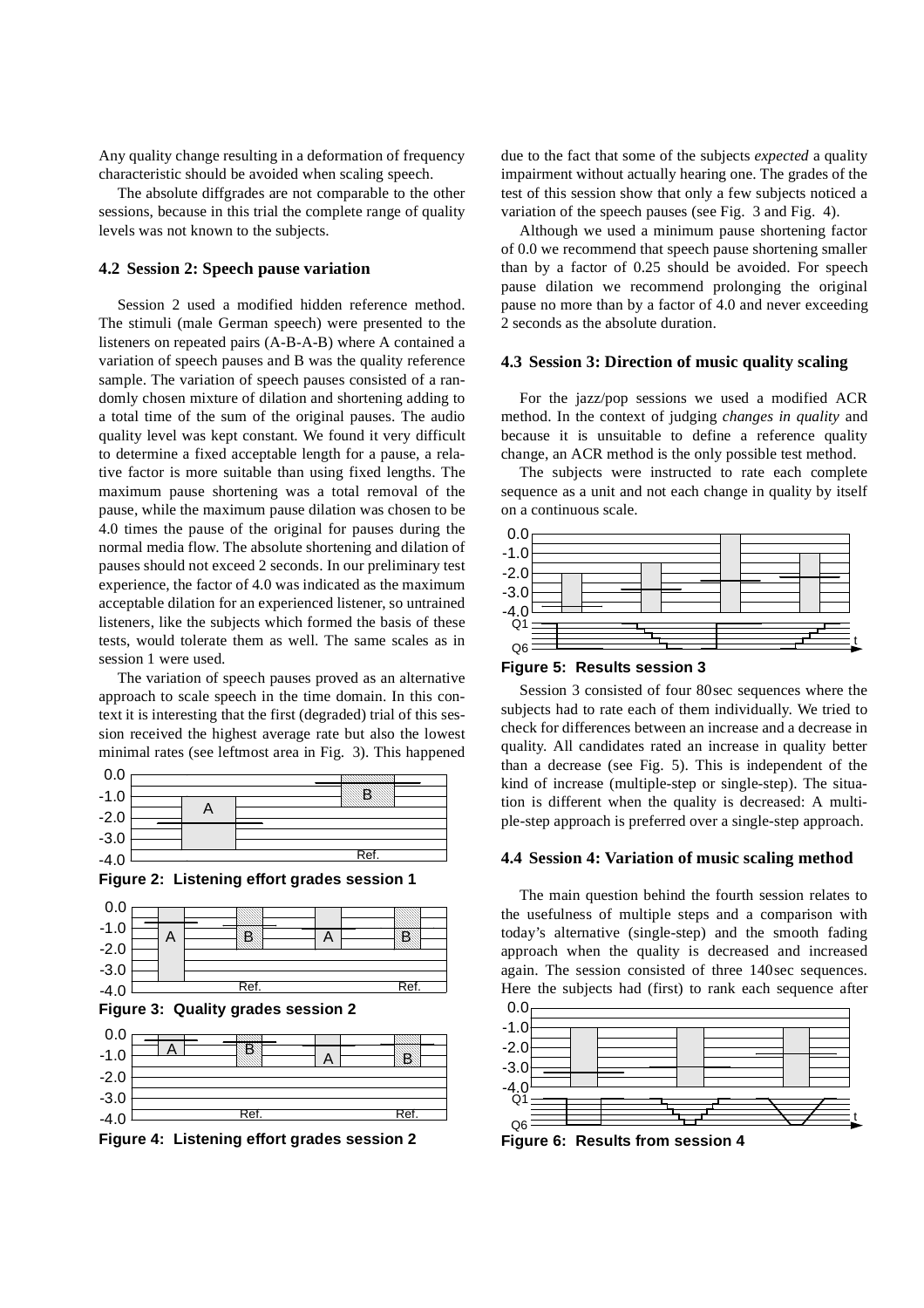Any quality change resulting in a deformation of frequency characteristic should be avoided when scaling speech.

The absolute diffgrades are not comparable to the other sessions, because in this trial the complete range of quality levels was not known to the subjects.

### 4.2 Session 2: Speech pause variation

Session 2 used a modified hidden reference method. The stimuli (male German speech) were presented to the listeners on repeated pairs (A-B-A-B) where A contained a variation of speech pauses and B was the quality reference sample. The variation of speech pauses consisted of a randomly chosen mixture of dilation and shortening adding to a total time of the sum of the original pauses. The audio quality level was kept constant. We found it very difficult to determine a fixed acceptable length for a pause, a relative factor is more suitable than using fixed lengths. The maximum pause shortening was a total removal of the pause, while the maximum pause dilation was chosen to be 4.0 times the pause of the original for pauses during the normal media flow. The absolute shortening and dilation of pauses should not exceed 2 seconds. In our preliminary test experience, the factor of 4.0 was indicated as the maximum acceptable dilation for an experienced listener, so untrained listeners, like the subjects which formed the basis of these tests, would tolerate them as well. The same scales as in session 1 were used.

The variation of speech pauses proved as an alternative approach to scale speech in the time domain. In this context it is interesting that the first (degraded) trial of this session received the highest average rate but also the lowest minimal rates (see leftmost area in Fig. 3). This happened due to the fact that some of the subjects *expected* a quality impairment without actually hearing one. The grades of the test of this session show that only a few subjects noticed a variation of the speech pauses (see Fig. 3 and Fig. 4).

**Figure 2: Listening effort grades session 1**

**Figure 3: Quality grades session 2**

**Figure 4: Listening effort grades session 2**

Although we used a minimum pause shortening factor of 0.0 we recommend that speech pause shortening smaller than by a factor of 0.25 should be avoided. For speech pause dilation we recommend prolonging the original pause no more than by a factor of 4.0 and never exceeding 2 seconds as the absolute duration.

### 4.3 Session 3: Direction of music quality scaling

For the jazz/pop sessions we used a modified ACR method. In the context of judging *changes in quality* and because it is unsuitable to define a reference quality change, an ACR method is the only possible test method.

The subjects were instructed to rate each complete sequence as a unit and not each change in quality by itself on a continuous scale.

**Figure 5: Results session 3**

Session 3 consisted of four 80 sec sequences where the subjects had to rate each of them individually. We tried to check for differences between an increase and a decrease in quality. All candidates rated an increase in quality better than a decrease (see Fig. 5). This is independent of the kind of increase (multiple-step or single-step). The situation is different when the quality is decreased: A multiple-step approach is preferred over a single-step approach.

### 4.4 Session 4: Variation of music scaling method

The main question behind the fourth session relates to the usefulness of multiple steps and a comparison with today's alternative (single-step) and the smooth fading approach when the quality is decreased and increased again. The session consisted of three 140 sec sequences. Here the subjects had (first) to rank each sequence after

**Figure 6: Results from session 4**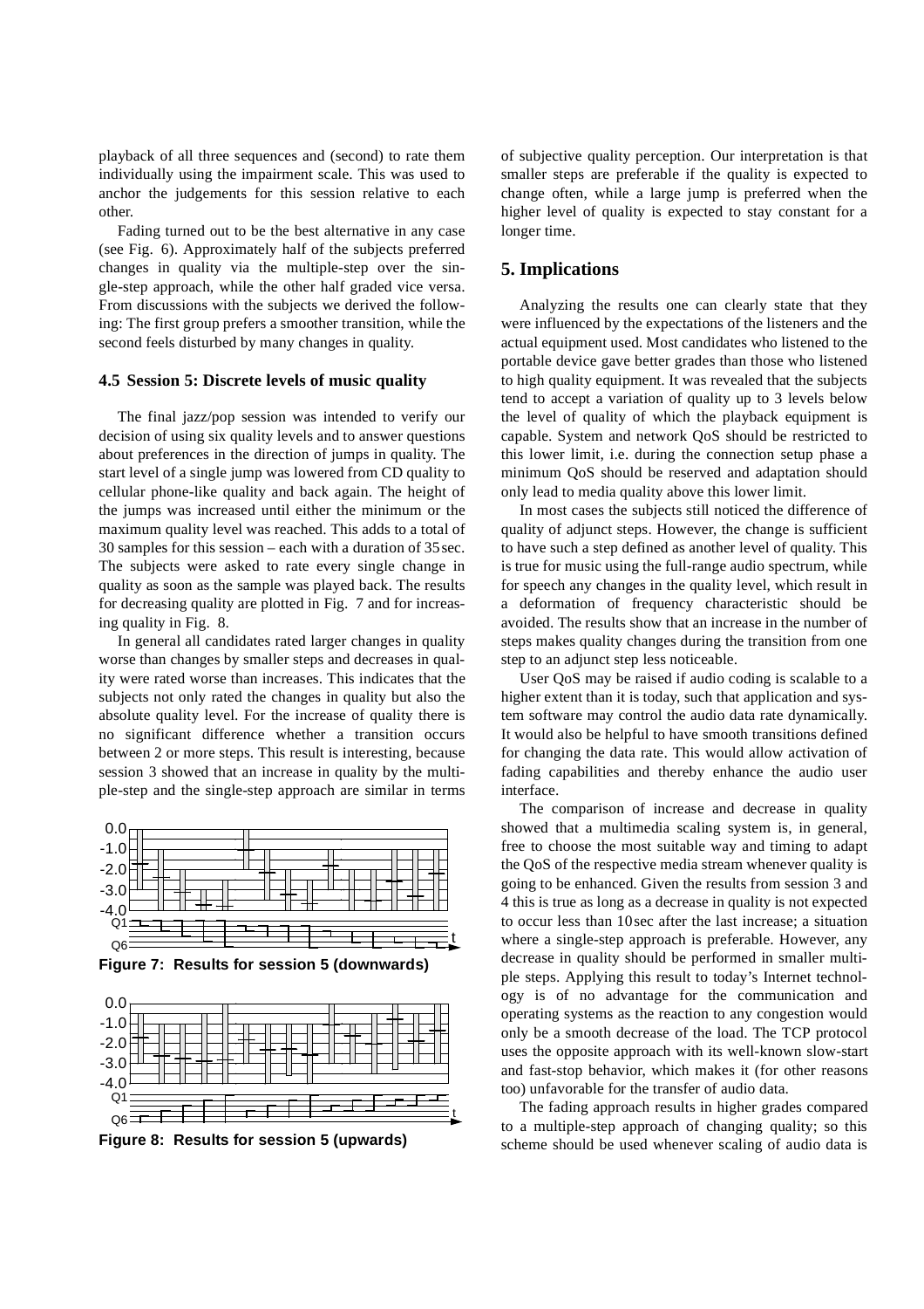playback of all three sequences and (second) to rate them individually using the impairment scale. This was used to anchor the judgements for this session relative to each other.

Fading turned out to be the best alternative in any case (see Fig. 6). Approximately half of the subjects preferred changes in quality via the multiple-step over the single-step approach, while the other half graded vice versa. From discussions with the subjects we derived the following: The first group prefers a smoother transition, while the second feels disturbed by many changes in quality.

### 4.5 Session 5: Discrete levels of music quality

The final jazz/pop session was intended to verify our decision of using six quality levels and to answer questions about preferences in the direction of jumps in quality. The start level of a single jump was lowered from CD quality to cellular phone-like quality and back again. The height of the jumps was increased until either the minimum or the maximum quality level was reached. This adds to a total of 30 samples for this session – each with a duration of 35 sec. The subjects were asked to rate every single change in quality as soon as the sample was played back. The results for decreasing quality are plotted in Fig. 7 and for increasing quality in Fig. 8.

In general all candidates rated larger changes in quality worse than changes by smaller steps and decreases in quality were rated worse than increases. This indicates that the subjects not only rated the changes in quality but also the absolute quality level. For the increase of quality there is no significant difference whether a transition occurs between 2 or more steps. This result is interesting, because session 3 showed that an increase in quality by the multiple-step and the single-step approach are similar in terms of subjective quality perception. Our interpretation is that smaller steps are preferable if the quality is expected to change often, while a large jump is preferred when the higher level of quality is expected to stay constant for a longer time.

**Figure 7: Results for session 5 (downwards)**

**Figure 8: Results for session 5 (upwards)**

## 5. Implications

Analyzing the results one can clearly state that they were influenced by the expectations of the listeners and the actual equipment used. Most candidates who listened to the portable device gave better grades than those who listened to high quality equipment. It was revealed that the subjects tend to accept a variation of quality up to 3 levels below the level of quality of which the playback equipment is capable. System and network QoS should be restricted to this lower limit, i.e. during the connection setup phase a minimum QoS should be reserved and adaptation should only lead to media quality above this lower limit.

In most cases the subjects still noticed the difference of quality of adjunct steps. However, the change is sufficient to have such a step defined as another level of quality. This is true for music using the full-range audio spectrum, while for speech any changes in the quality level, which result in a deformation of frequency characteristic should be avoided. The results show that an increase in the number of steps makes quality changes during the transition from one step to an adjunct step less noticeable.

User QoS may be raised if audio coding is scalable to a higher extent than it is today, such that application and system software may control the audio data rate dynamically. It would also be helpful to have smooth transitions defined for changing the data rate. This would allow activation of fading capabilities and thereby enhance the audio user interface.

The comparison of increase and decrease in quality showed that a multimedia scaling system is, in general, free to choose the most suitable way and timing to adapt the QoS of the respective media stream whenever quality is going to be enhanced. Given the results from session 3 and 4 this is true as long as a decrease in quality is not expected to occur less than 10 sec after the last increase; a situation where a single-step approach is preferable. However, any decrease in quality should be performed in smaller multiple steps. Applying this result to today's Internet technology is of no advantage for the communication and operating systems as the reaction to any congestion would only be a smooth decrease of the load. The TCP protocol uses the opposite approach with its well-known slow-start and fast-stop behavior, which makes it (for other reasons too) unfavorable for the transfer of audio data.

The fading approach results in higher grades compared to a multiple-step approach of changing quality; so this scheme should be used whenever scaling of audio data is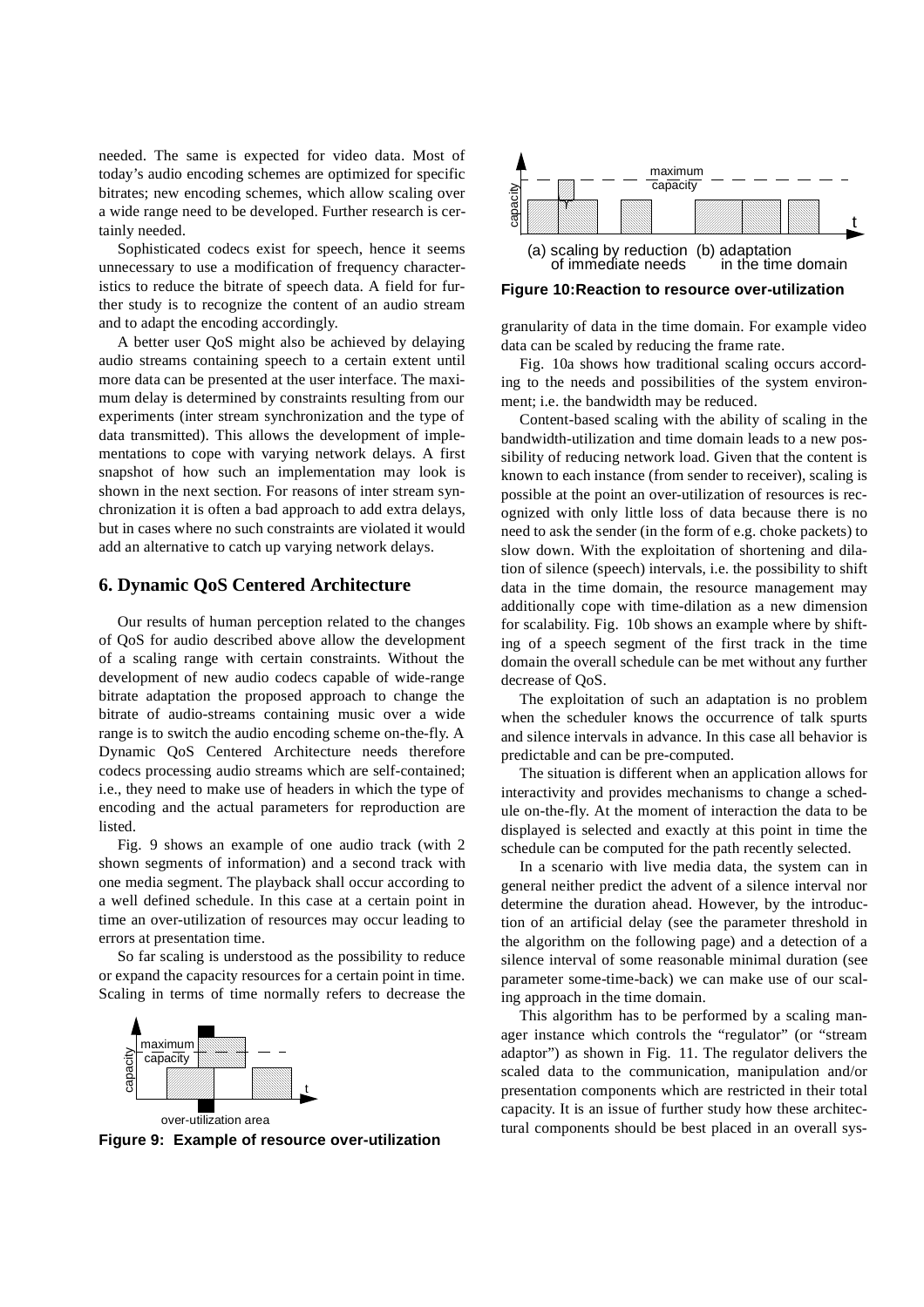needed. The same is expected for video data. Most of today's audio encoding schemes are optimized for specific bitrates; new encoding schemes, which allow scaling over a wide range need to be developed. Further research is certainly needed.

Sophisticated codecs exist for speech, hence it seems unnecessary to use a modification of frequency characteristics to reduce the bitrate of speech data. A field for further study is to recognize the content of an audio stream and to adapt the encoding accordingly.

A better user QoS might also be achieved by delaying audio streams containing speech to a certain extent until more data can be presented at the user interface. The maximum delay is determined by constraints resulting from our experiments (inter stream synchronization and the type of data transmitted). This allows the development of implementations to cope with varying network delays. A first snapshot of how such an implementation may look is shown in the next section. For reasons of inter stream synchronization it is often a bad approach to add extra delays, but in cases where no such constraints are violated it would add an alternative to catch up varying network delays.

## 6. Dynamic QoS Centered Architecture

Our results of human perception related to the changes of QoS for audio described above allow the development of a scaling range with certain constraints. Without the development of new audio codecs capable of wide-range bitrate adaptation the proposed approach to change the bitrate of audio-streams containing music over a wide range is to switch the audio encoding scheme on-the-fly. A Dynamic QoS Centered Architecture needs therefore codecs processing audio streams which are self-contained; i.e., they need to make use of headers in which the type of encoding and the actual parameters for reproduction are listed.

Fig. 9 shows an example of one audio track (with 2 shown segments of information) and a second track with one media segment. The playback shall occur according to a well defined schedule. In this case at a certain point in time an over-utilization of resources may occur leading to errors at presentation time.

So far scaling is understood as the possibility to reduce or expand the capacity resources for a certain point in time. Scaling in terms of time normally refers to decrease the

maximum capacity

capacity

t

over-utilization area

**Figure 9: Example of resource over-utilization**

maximum capacity

capacity

t

(a) scaling by reduction of immediate needs

(b) adaptation in the time domain

**Figure 10: Reaction to resource over-utilization**

granularity of data in the time domain. For example video data can be scaled by reducing the frame rate.

Fig. 10a shows how traditional scaling occurs according to the needs and possibilities of the system environment; i.e. the bandwidth may be reduced.

Content-based scaling with the ability of scaling in the bandwidth-utilization and time domain leads to a new possibility of reducing network load. Given that the content is known to each instance (from sender to receiver), scaling is possible at the point an over-utilization of resources is recognized with only little loss of data because there is no need to ask the sender (in the form of e.g. choke packets) to slow down. With the exploitation of shortening and dilation of silence (speech) intervals, i.e. the possibility to shift data in the time domain, the resource management may additionally cope with time-dilation as a new dimension for scalability. Fig. 10b shows an example where by shifting of a speech segment of the first track in the time domain the overall schedule can be met without any further decrease of QoS.

The exploitation of such an adaptation is no problem when the scheduler knows the occurrence of talk spurts and silence intervals in advance. In this case all behavior is predictable and can be pre-computed.

The situation is different when an application allows for interactivity and provides mechanisms to change a schedule on-the-fly. At the moment of interaction the data to be displayed is selected and exactly at this point in time the schedule can be computed for the path recently selected.

In a scenario with live media data, the system can in general neither predict the advent of a silence interval nor determine the duration ahead. However, by the introduction of an artificial delay (see the parameter threshold in the algorithm on the following page) and a detection of a silence interval of some reasonable minimal duration (see parameter some-time-back) we can make use of our scaling approach in the time domain.

This algorithm has to be performed by a scaling manager instance which controls the "regulator" (or "stream adaptor") as shown in Fig. 11. The regulator delivers the scaled data to the communication, manipulation and/or presentation components which are restricted in their total capacity. It is an issue of further study how these architectural components should be best placed in an overall sys-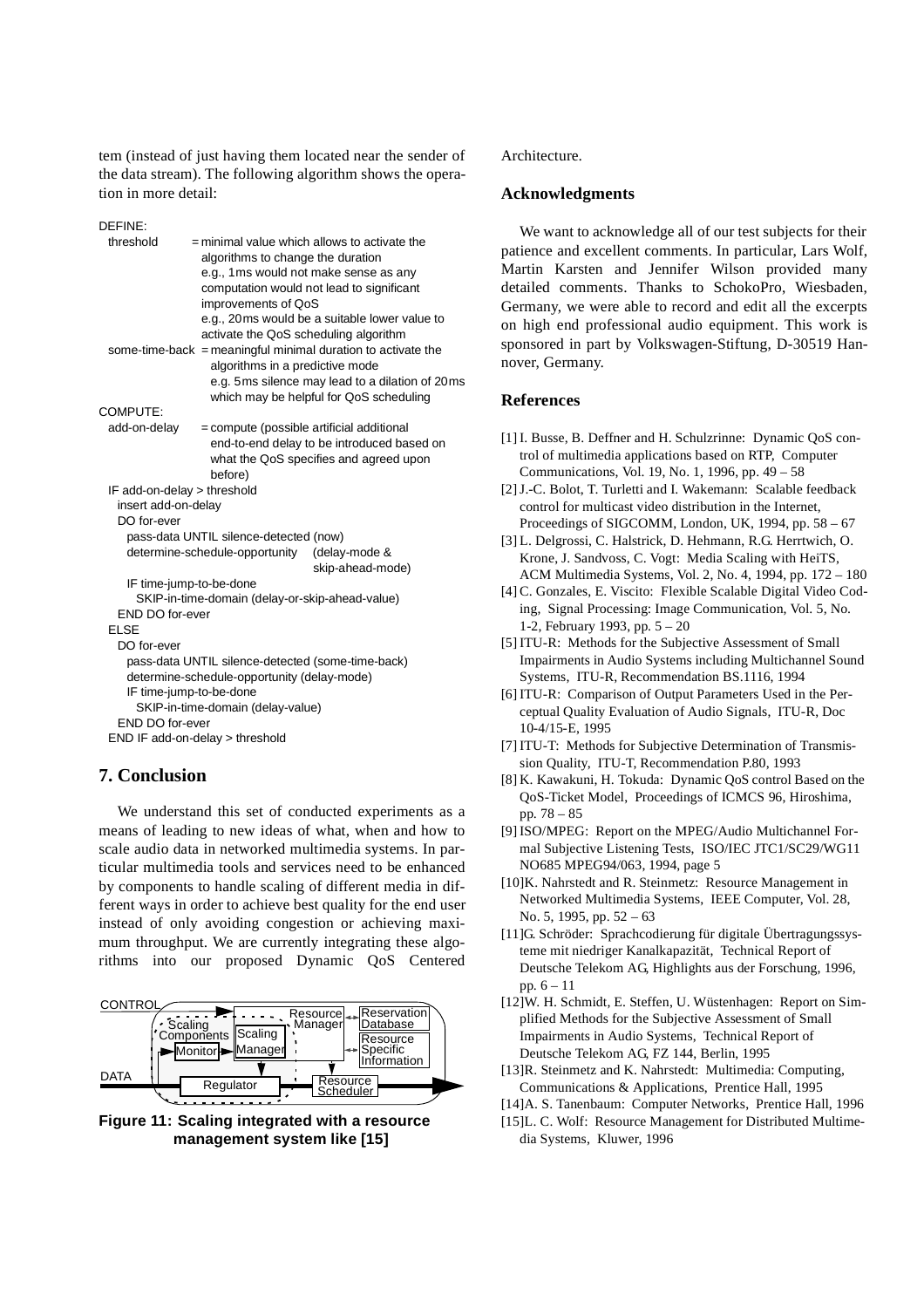tem (instead of just having them located near the sender of the data stream). The following algorithm shows the operation in more detail:

```
DEFINE:
  threshold      = minimal value which allows to activate the
                   algorithms to change the duration
                   e.g., 1ms would not make sense as any
                   computation would not lead to significant
                   improvements of QoS
                   e.g., 20ms would be a suitable lower value to
                   activate the QoS scheduling algorithm
  some-time-back = meaningful minimal duration to activate the
                   algorithms in a predictive mode
                   e.g. 5ms silence may lead to a dilation of 20ms
                   which may be helpful for QoS scheduling
COMPUTE:
  add-on-delay   = compute (possible artificial additional
                   end-to-end delay to be introduced based on
                   what the QoS specifies and agreed upon
                   before)
  IF add-on-delay > threshold
    insert add-on-delay
    DO for-ever
      pass-data UNTIL silence-detected (now)
      determine-schedule-opportunity    (delay-mode &
                                         skip-ahead-mode)
      IF time-jump-to-be-done
        SKIP-in-time-domain (delay-or-skip-ahead-value)
    END DO for-ever
  ELSE
    DO for-ever
      pass-data UNTIL silence-detected (some-time-back)
      determine-schedule-opportunity (delay-mode)
      IF time-jump-to-be-done
        SKIP-in-time-domain (delay-value)
    END DO for-ever
  END IF add-on-delay > threshold
```

## 7. Conclusion

We understand this set of conducted experiments as a means of leading to new ideas of what, when and how to scale audio data in networked multimedia systems. In particular multimedia tools and services need to be enhanced by components to handle scaling of different media in different ways in order to achieve best quality for the end user instead of only avoiding congestion or achieving maximum throughput. We are currently integrating these algorithms into our proposed Dynamic QoS Centered Architecture.

**Figure 11: Scaling integrated with a resource management system like [15]**

## Acknowledgments

We want to acknowledge all of our test subjects for their patience and excellent comments. In particular, Lars Wolf, Martin Karsten and Jennifer Wilson provided many detailed comments. Thanks to SchokoPro, Wiesbaden, Germany, we were able to record and edit all the excerpts on high end professional audio equipment. This work is sponsored in part by Volkswagen-Stiftung, D-30519 Hannover, Germany.

## References

[1] I. Busse, B. Deffner and H. Schulzrinne: Dynamic QoS control of multimedia applications based on RTP, Computer Communications, Vol. 19, No. 1, 1996, pp. 49 – 58

[2] J.-C. Bolot, T. Turletti and I. Wakemann: Scalable feedback control for multicast video distribution in the Internet, Proceedings of SIGCOMM, London, UK, 1994, pp. 58 – 67

[3] L. Delgrossi, C. Halstrick, D. Hehmann, R.G. Herrtwich, O. Krone, J. Sandvoss, C. Vogt: Media Scaling with HeiTS, ACM Multimedia Systems, Vol. 2, No. 4, 1994, pp. 172 – 180

[4] C. Gonzales, E. Viscito: Flexible Scalable Digital Video Coding, Signal Processing: Image Communication, Vol. 5, No. 1-2, February 1993, pp. 5 – 20

[5] ITU-R: Methods for the Subjective Assessment of Small Impairments in Audio Systems including Multichannel Sound Systems, ITU-R, Recommendation BS.1116, 1994

[6] ITU-R: Comparison of Output Parameters Used in the Perceptual Quality Evaluation of Audio Signals, ITU-R, Doc 10-4/15-E, 1995

[7] ITU-T: Methods for Subjective Determination of Transmission Quality, ITU-T, Recommendation P.80, 1993

[8] K. Kawakuni, H. Tokuda: Dynamic QoS control Based on the QoS-Ticket Model, Proceedings of ICMCS 96, Hiroshima, pp. 78 – 85

[9] ISO/MPEG: Report on the MPEG/Audio Multichannel Formal Subjective Listening Tests, ISO/IEC JTC1/SC29/WG11 NO685 MPEG94/063, 1994, page 5

[10] K. Nahrstedt and R. Steinmetz: Resource Management in Networked Multimedia Systems, IEEE Computer, Vol. 28, No. 5, 1995, pp. 52 – 63

[11] G. Schröder: Sprachcodierung für digitale Übertragungssysteme mit niedriger Kanalkapazität, Technical Report of Deutsche Telekom AG, Highlights aus der Forschung, 1996, pp. 6 – 11

[12] W. H. Schmidt, E. Steffen, U. Wüstenhagen: Report on Simplified Methods for the Subjective Assessment of Small Impairments in Audio Systems, Technical Report of Deutsche Telekom AG, FZ 144, Berlin, 1995

[13] R. Steinmetz and K. Nahrstedt: Multimedia: Computing, Communications & Applications, Prentice Hall, 1995

[14] A. S. Tanenbaum: Computer Networks, Prentice Hall, 1996

[15] L. C. Wolf: Resource Management for Distributed Multimedia Systems, Kluwer, 1996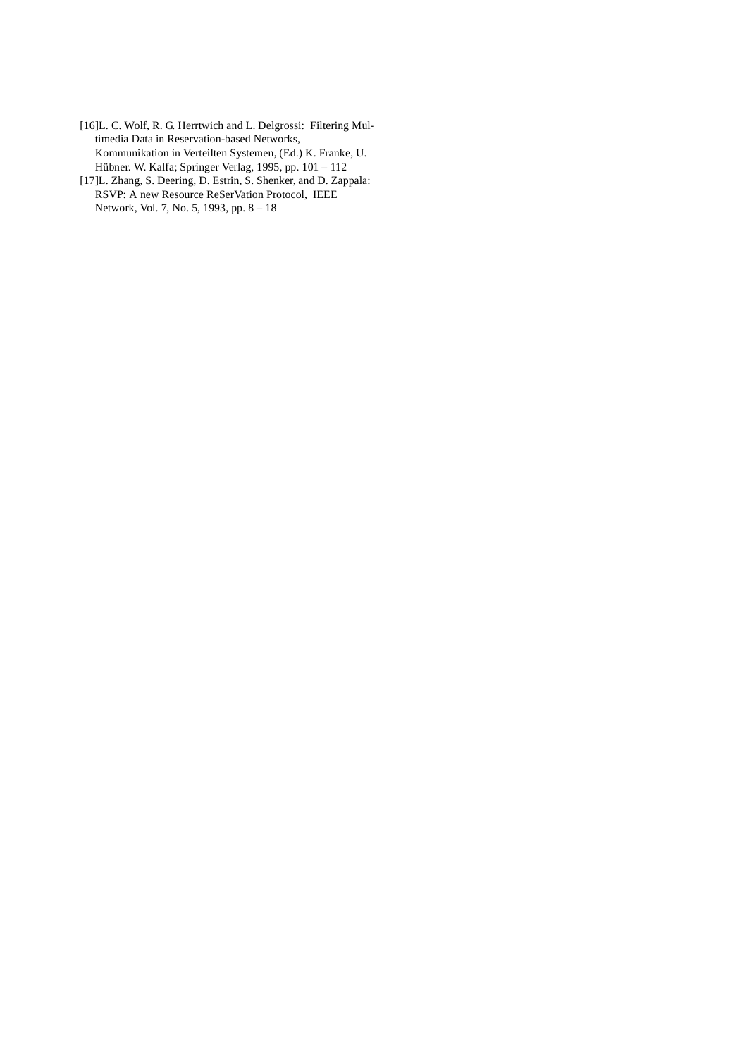[16]L. C. Wolf, R. G. Herrtwich and L. Delgrossi: Filtering Multimedia Data in Reservation-based Networks, Kommunikation in Verteilten Systemen, (Ed.) K. Franke, U. Hübner. W. Kalfa; Springer Verlag, 1995, pp. 101 – 112

[17]L. Zhang, S. Deering, D. Estrin, S. Shenker, and D. Zappala: RSVP: A new Resource ReSerVation Protocol, IEEE Network, Vol. 7, No. 5, 1993, pp. 8 – 18